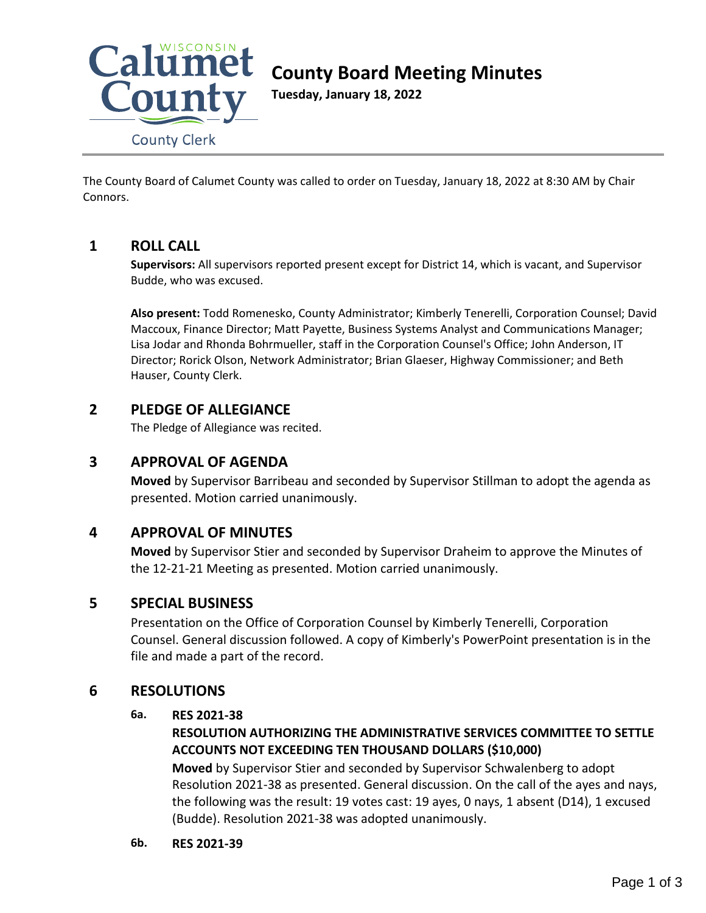# County Board Meeting Minutes

**Tuesday, January 18, 2022**

Calumet County, Wisconsin — County Clerk

The County Board of Calumet County was called to order on Tuesday, January 18, 2022 at 8:30 AM by Chair Connors.

## 1 ROLL CALL

**Supervisors:** All supervisors reported present except for District 14, which is vacant, and Supervisor Budde, who was excused.

**Also present:** Todd Romenesko, County Administrator; Kimberly Tenerelli, Corporation Counsel; David Maccoux, Finance Director; Matt Payette, Business Systems Analyst and Communications Manager; Lisa Jodar and Rhonda Bohrmueller, staff in the Corporation Counsel's Office; John Anderson, IT Director; Rorick Olson, Network Administrator; Brian Glaeser, Highway Commissioner; and Beth Hauser, County Clerk.

## 2 PLEDGE OF ALLEGIANCE

The Pledge of Allegiance was recited.

## 3 APPROVAL OF AGENDA

**Moved** by Supervisor Barribeau and seconded by Supervisor Stillman to adopt the agenda as presented. Motion carried unanimously.

## 4 APPROVAL OF MINUTES

**Moved** by Supervisor Stier and seconded by Supervisor Draheim to approve the Minutes of the 12-21-21 Meeting as presented. Motion carried unanimously.

## 5 SPECIAL BUSINESS

Presentation on the Office of Corporation Counsel by Kimberly Tenerelli, Corporation Counsel. General discussion followed. A copy of Kimberly's PowerPoint presentation is in the file and made a part of the record.

## 6 RESOLUTIONS

### 6a. RES 2021-38

**RESOLUTION AUTHORIZING THE ADMINISTRATIVE SERVICES COMMITTEE TO SETTLE ACCOUNTS NOT EXCEEDING TEN THOUSAND DOLLARS ($10,000)**

**Moved** by Supervisor Stier and seconded by Supervisor Schwalenberg to adopt Resolution 2021-38 as presented. General discussion. On the call of the ayes and nays, the following was the result: 19 votes cast: 19 ayes, 0 nays, 1 absent (D14), 1 excused (Budde). Resolution 2021-38 was adopted unanimously.

### 6b. RES 2021-39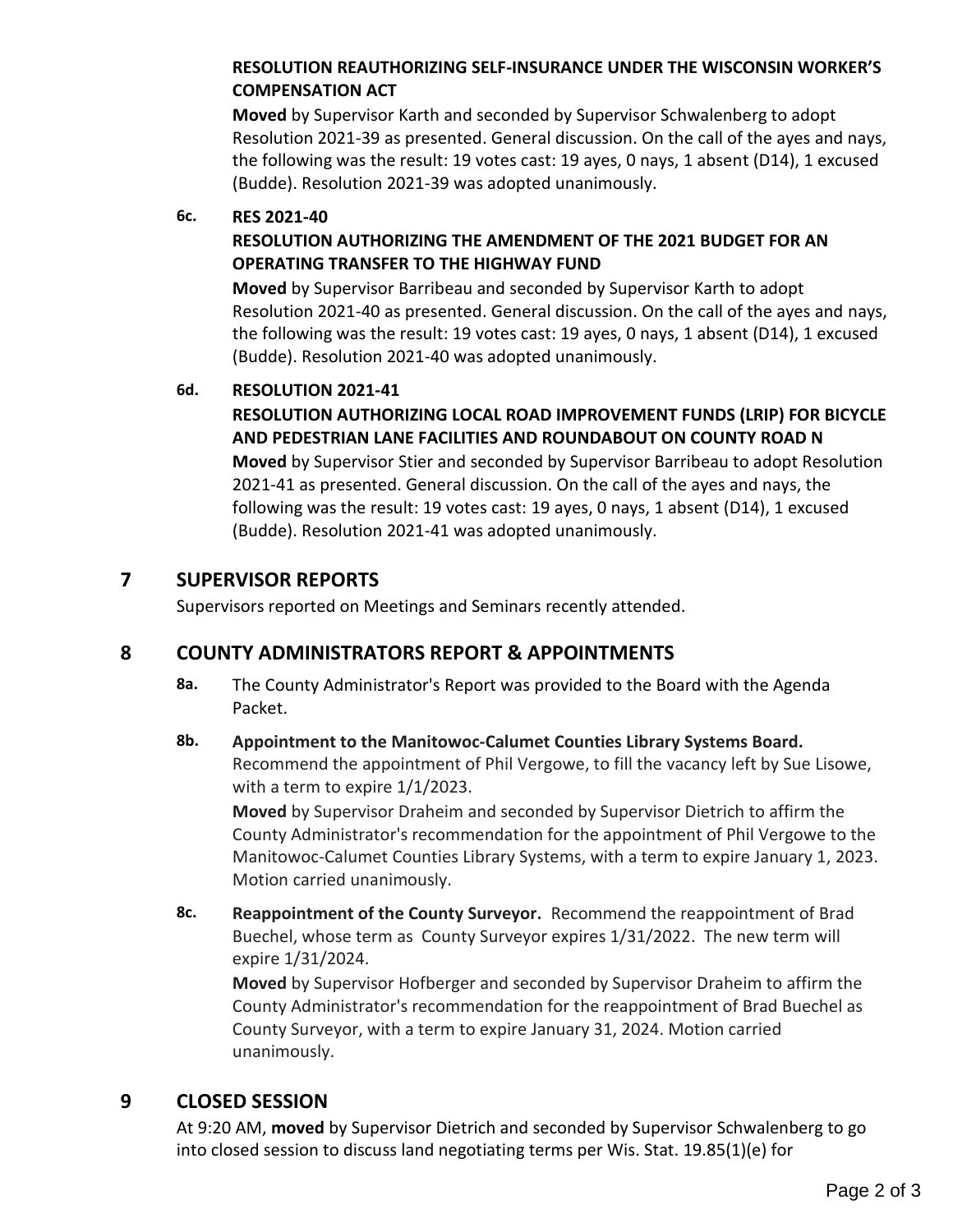**RESOLUTION REAUTHORIZING SELF-INSURANCE UNDER THE WISCONSIN WORKER'S COMPENSATION ACT**

**Moved** by Supervisor Karth and seconded by Supervisor Schwalenberg to adopt Resolution 2021-39 as presented. General discussion. On the call of the ayes and nays, the following was the result: 19 votes cast: 19 ayes, 0 nays, 1 absent (D14), 1 excused (Budde). Resolution 2021-39 was adopted unanimously.

**6c. RES 2021-40**

**RESOLUTION AUTHORIZING THE AMENDMENT OF THE 2021 BUDGET FOR AN OPERATING TRANSFER TO THE HIGHWAY FUND**

**Moved** by Supervisor Barribeau and seconded by Supervisor Karth to adopt Resolution 2021-40 as presented. General discussion. On the call of the ayes and nays, the following was the result: 19 votes cast: 19 ayes, 0 nays, 1 absent (D14), 1 excused (Budde). Resolution 2021-40 was adopted unanimously.

**6d. RESOLUTION 2021-41**

**RESOLUTION AUTHORIZING LOCAL ROAD IMPROVEMENT FUNDS (LRIP) FOR BICYCLE AND PEDESTRIAN LANE FACILITIES AND ROUNDABOUT ON COUNTY ROAD N**

**Moved** by Supervisor Stier and seconded by Supervisor Barribeau to adopt Resolution 2021-41 as presented. General discussion. On the call of the ayes and nays, the following was the result: 19 votes cast: 19 ayes, 0 nays, 1 absent (D14), 1 excused (Budde). Resolution 2021-41 was adopted unanimously.

## 7 SUPERVISOR REPORTS

Supervisors reported on Meetings and Seminars recently attended.

## 8 COUNTY ADMINISTRATORS REPORT & APPOINTMENTS

**8a.** The County Administrator's Report was provided to the Board with the Agenda Packet.

**8b.** **Appointment to the Manitowoc-Calumet Counties Library Systems Board.** Recommend the appointment of Phil Vergowe, to fill the vacancy left by Sue Lisowe, with a term to expire 1/1/2023.

**Moved** by Supervisor Draheim and seconded by Supervisor Dietrich to affirm the County Administrator's recommendation for the appointment of Phil Vergowe to the Manitowoc-Calumet Counties Library Systems, with a term to expire January 1, 2023. Motion carried unanimously.

**8c.** **Reappointment of the County Surveyor.** Recommend the reappointment of Brad Buechel, whose term as County Surveyor expires 1/31/2022. The new term will expire 1/31/2024.

**Moved** by Supervisor Hofberger and seconded by Supervisor Draheim to affirm the County Administrator's recommendation for the reappointment of Brad Buechel as County Surveyor, with a term to expire January 31, 2024. Motion carried unanimously.

## 9 CLOSED SESSION

At 9:20 AM, **moved** by Supervisor Dietrich and seconded by Supervisor Schwalenberg to go into closed session to discuss land negotiating terms per Wis. Stat. 19.85(1)(e) for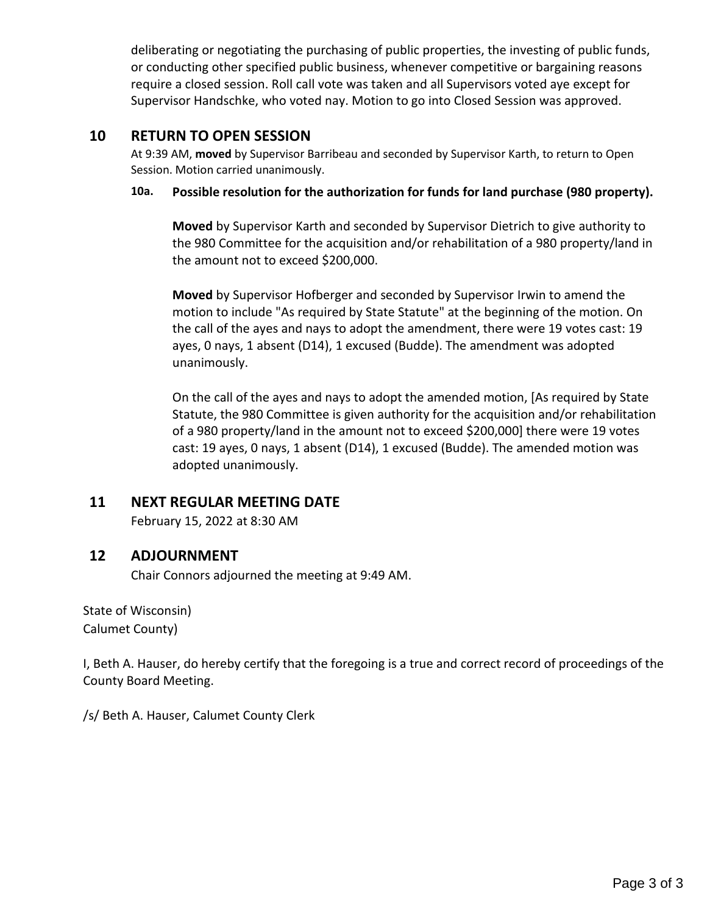deliberating or negotiating the purchasing of public properties, the investing of public funds, or conducting other specified public business, whenever competitive or bargaining reasons require a closed session. Roll call vote was taken and all Supervisors voted aye except for Supervisor Handschke, who voted nay. Motion to go into Closed Session was approved.

## 10 RETURN TO OPEN SESSION

At 9:39 AM, **moved** by Supervisor Barribeau and seconded by Supervisor Karth, to return to Open Session. Motion carried unanimously.

### 10a. Possible resolution for the authorization for funds for land purchase (980 property).

**Moved** by Supervisor Karth and seconded by Supervisor Dietrich to give authority to the 980 Committee for the acquisition and/or rehabilitation of a 980 property/land in the amount not to exceed $200,000.

**Moved** by Supervisor Hofberger and seconded by Supervisor Irwin to amend the motion to include "As required by State Statute" at the beginning of the motion. On the call of the ayes and nays to adopt the amendment, there were 19 votes cast: 19 ayes, 0 nays, 1 absent (D14), 1 excused (Budde). The amendment was adopted unanimously.

On the call of the ayes and nays to adopt the amended motion, [As required by State Statute, the 980 Committee is given authority for the acquisition and/or rehabilitation of a 980 property/land in the amount not to exceed $200,000] there were 19 votes cast: 19 ayes, 0 nays, 1 absent (D14), 1 excused (Budde). The amended motion was adopted unanimously.

## 11 NEXT REGULAR MEETING DATE

February 15, 2022 at 8:30 AM

## 12 ADJOURNMENT

Chair Connors adjourned the meeting at 9:49 AM.

State of Wisconsin)
Calumet County)

I, Beth A. Hauser, do hereby certify that the foregoing is a true and correct record of proceedings of the County Board Meeting.

/s/ Beth A. Hauser, Calumet County Clerk